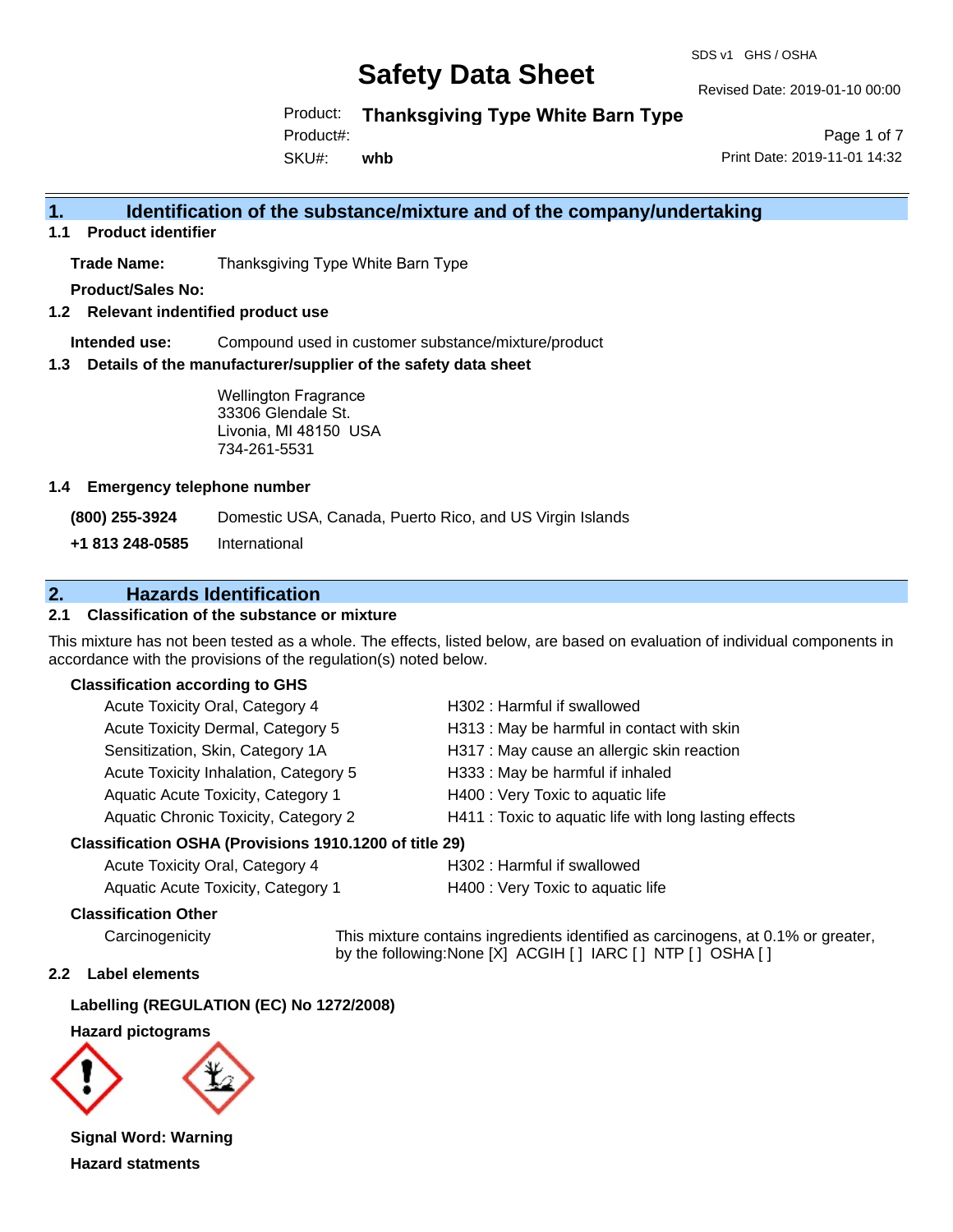# Safety Data Sheet

SDS v1 GHS / OSHA

Revised Date: 2019-01-10 00:00

Product: **Thanksgiving Type White Barn Type**

Product#:

SKU#: **whb**

Print Date: 2019-11-01 14:32

## 1. Identification of the substance/mixture and of the company/undertaking

### 1.1 Product identifier

**Trade Name:** Thanksgiving Type White Barn Type

**Product/Sales No:**

### 1.2 Relevant identified product use

**Intended use:** Compound used in customer substance/mixture/product

### 1.3 Details of the manufacturer/supplier of the safety data sheet

Wellington Fragrance
33306 Glendale St.
Livonia, MI 48150 USA
734-261-5531

### 1.4 Emergency telephone number

**(800) 255-3924** Domestic USA, Canada, Puerto Rico, and US Virgin Islands

**+1 813 248-0585** International

## 2. Hazards Identification

### 2.1 Classification of the substance or mixture

This mixture has not been tested as a whole. The effects, listed below, are based on evaluation of individual components in accordance with the provisions of the regulation(s) noted below.

**Classification according to GHS**

| | |
|---|---|
| Acute Toxicity Oral, Category 4 | H302 : Harmful if swallowed |
| Acute Toxicity Dermal, Category 5 | H313 : May be harmful in contact with skin |
| Sensitization, Skin, Category 1A | H317 : May cause an allergic skin reaction |
| Acute Toxicity Inhalation, Category 5 | H333 : May be harmful if inhaled |
| Aquatic Acute Toxicity, Category 1 | H400 : Very Toxic to aquatic life |
| Aquatic Chronic Toxicity, Category 2 | H411 : Toxic to aquatic life with long lasting effects |

**Classification OSHA (Provisions 1910.1200 of title 29)**

| | |
|---|---|
| Acute Toxicity Oral, Category 4 | H302 : Harmful if swallowed |
| Aquatic Acute Toxicity, Category 1 | H400 : Very Toxic to aquatic life |

**Classification Other**

Carcinogenicity — This mixture contains ingredients identified as carcinogens, at 0.1% or greater, by the following:None [X] ACGIH [ ] IARC [ ] NTP [ ] OSHA [ ]

### 2.2 Label elements

**Labelling (REGULATION (EC) No 1272/2008)**

**Hazard pictograms**

**Signal Word: Warning**

**Hazard statments**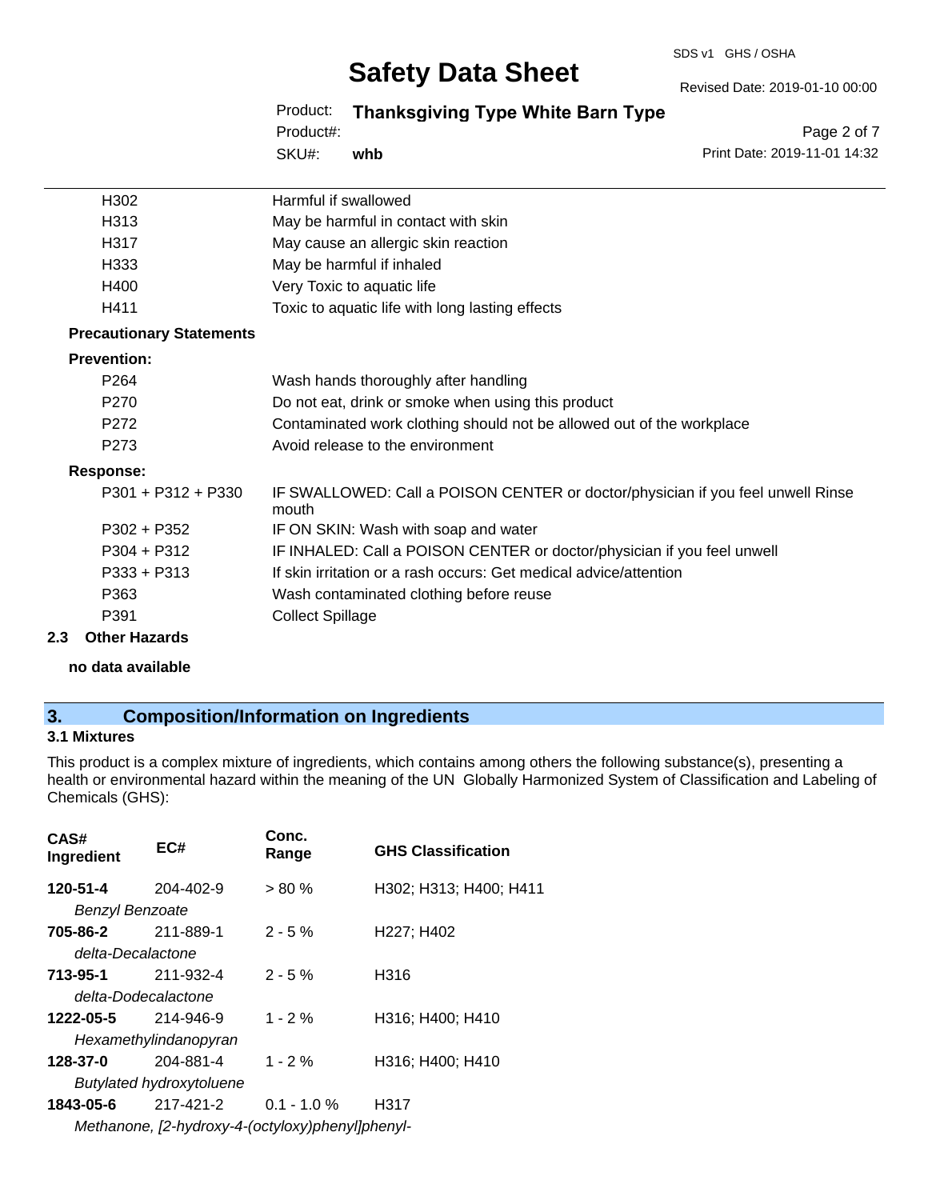| | |
|---|---|
| H302 | Harmful if swallowed |
| H313 | May be harmful in contact with skin |
| H317 | May cause an allergic skin reaction |
| H333 | May be harmful if inhaled |
| H400 | Very Toxic to aquatic life |
| H411 | Toxic to aquatic life with long lasting effects |

**Precautionary Statements**

**Prevention:**

| | |
|---|---|
| P264 | Wash hands thoroughly after handling |
| P270 | Do not eat, drink or smoke when using this product |
| P272 | Contaminated work clothing should not be allowed out of the workplace |
| P273 | Avoid release to the environment |

**Response:**

| | |
|---|---|
| P301 + P312 + P330 | IF SWALLOWED: Call a POISON CENTER or doctor/physician if you feel unwell Rinse mouth |
| P302 + P352 | IF ON SKIN: Wash with soap and water |
| P304 + P312 | IF INHALED: Call a POISON CENTER or doctor/physician if you feel unwell |
| P333 + P313 | If skin irritation or a rash occurs: Get medical advice/attention |
| P363 | Wash contaminated clothing before reuse |
| P391 | Collect Spillage |

### 2.3 Other Hazards

**no data available**

## 3. Composition/Information on Ingredients

### 3.1 Mixtures

This product is a complex mixture of ingredients, which contains among others the following substance(s), presenting a health or environmental hazard within the meaning of the UN Globally Harmonized System of Classification and Labeling of Chemicals (GHS):

| CAS# Ingredient | EC# | Conc. Range | GHS Classification |
|---|---|---|---|
| **120-51-4** | 204-402-9 | > 80 % | H302; H313; H400; H411 |
| *Benzyl Benzoate* | | | |
| **705-86-2** | 211-889-1 | 2 - 5 % | H227; H402 |
| *delta-Decalactone* | | | |
| **713-95-1** | 211-932-4 | 2 - 5 % | H316 |
| *delta-Dodecalactone* | | | |
| **1222-05-5** | 214-946-9 | 1 - 2 % | H316; H400; H410 |
| *Hexamethylindanopyran* | | | |
| **128-37-0** | 204-881-4 | 1 - 2 % | H316; H400; H410 |
| *Butylated hydroxytoluene* | | | |
| **1843-05-6** | 217-421-2 | 0.1 - 1.0 % | H317 |
| *Methanone, [2-hydroxy-4-(octyloxy)phenyl]phenyl-* | | | |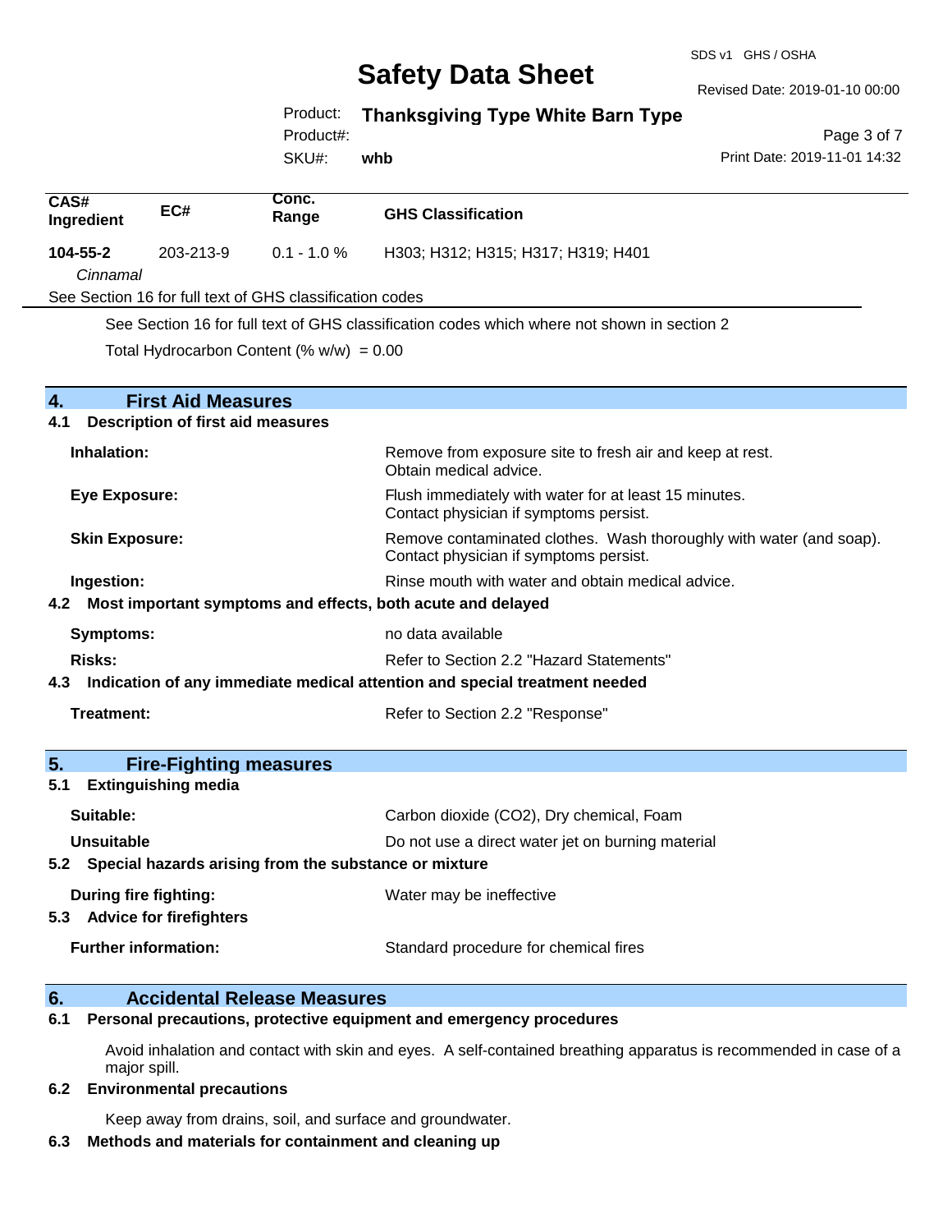| CAS# Ingredient | EC# | Conc. Range | GHS Classification |
|---|---|---|---|
| **104-55-2** *Cinnamal* | 203-213-9 | 0.1 - 1.0 % | H303; H312; H315; H317; H319; H401 |

See Section 16 for full text of GHS classification codes

See Section 16 for full text of GHS classification codes which where not shown in section 2

Total Hydrocarbon Content (% w/w) = 0.00

## 4. First Aid Measures

### 4.1 Description of first aid measures

**Inhalation:** Remove from exposure site to fresh air and keep at rest. Obtain medical advice.

**Eye Exposure:** Flush immediately with water for at least 15 minutes. Contact physician if symptoms persist.

**Skin Exposure:** Remove contaminated clothes. Wash thoroughly with water (and soap). Contact physician if symptoms persist.

**Ingestion:** Rinse mouth with water and obtain medical advice.

### 4.2 Most important symptoms and effects, both acute and delayed

**Symptoms:** no data available

**Risks:** Refer to Section 2.2 "Hazard Statements"

### 4.3 Indication of any immediate medical attention and special treatment needed

**Treatment:** Refer to Section 2.2 "Response"

## 5. Fire-Fighting measures

### 5.1 Extinguishing media

**Suitable:** Carbon dioxide ($CO_2$), Dry chemical, Foam

**Unsuitable** Do not use a direct water jet on burning material

### 5.2 Special hazards arising from the substance or mixture

**During fire fighting:** Water may be ineffective

### 5.3 Advice for firefighters

**Further information:** Standard procedure for chemical fires

## 6. Accidental Release Measures

### 6.1 Personal precautions, protective equipment and emergency procedures

Avoid inhalation and contact with skin and eyes. A self-contained breathing apparatus is recommended in case of a major spill.

### 6.2 Environmental precautions

Keep away from drains, soil, and surface and groundwater.

### 6.3 Methods and materials for containment and cleaning up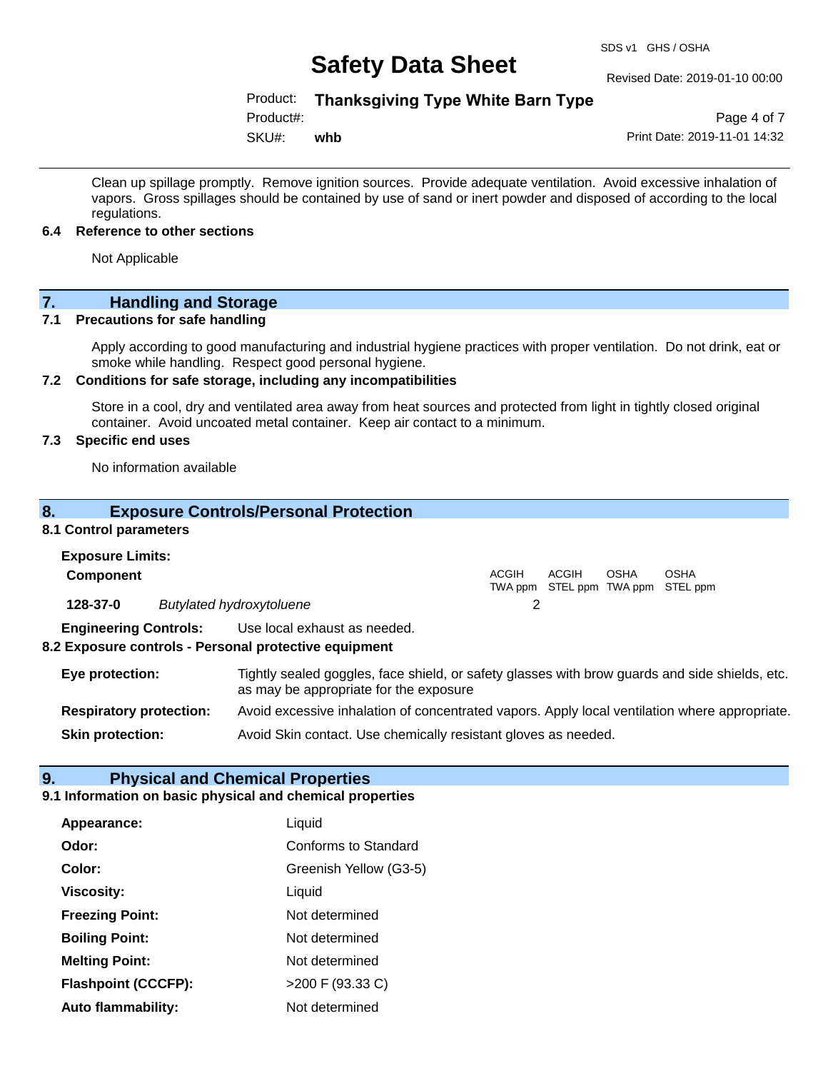Clean up spillage promptly. Remove ignition sources. Provide adequate ventilation. Avoid excessive inhalation of vapors. Gross spillages should be contained by use of sand or inert powder and disposed of according to the local regulations.

### 6.4 Reference to other sections

Not Applicable

## 7. Handling and Storage

### 7.1 Precautions for safe handling

Apply according to good manufacturing and industrial hygiene practices with proper ventilation. Do not drink, eat or smoke while handling. Respect good personal hygiene.

### 7.2 Conditions for safe storage, including any incompatibilities

Store in a cool, dry and ventilated area away from heat sources and protected from light in tightly closed original container. Avoid uncoated metal container. Keep air contact to a minimum.

### 7.3 Specific end uses

No information available

## 8. Exposure Controls/Personal Protection

### 8.1 Control parameters

**Exposure Limits:**

| Component | | ACGIH TWA ppm | ACGIH STEL ppm | OSHA TWA ppm | OSHA STEL ppm |
|---|---|---|---|---|---|
| **128-37-0** | *Butylated hydroxytoluene* | 2 | | | |

**Engineering Controls:** Use local exhaust as needed.

### 8.2 Exposure controls - Personal protective equipment

**Eye protection:** Tightly sealed goggles, face shield, or safety glasses with brow guards and side shields, etc. as may be appropriate for the exposure

**Respiratory protection:** Avoid excessive inhalation of concentrated vapors. Apply local ventilation where appropriate.

**Skin protection:** Avoid Skin contact. Use chemically resistant gloves as needed.

## 9. Physical and Chemical Properties

### 9.1 Information on basic physical and chemical properties

| | |
|---|---|
| **Appearance:** | Liquid |
| **Odor:** | Conforms to Standard |
| **Color:** | Greenish Yellow (G3-5) |
| **Viscosity:** | Liquid |
| **Freezing Point:** | Not determined |
| **Boiling Point:** | Not determined |
| **Melting Point:** | Not determined |
| **Flashpoint (CCCFP):** | >200 F (93.33 C) |
| **Auto flammability:** | Not determined |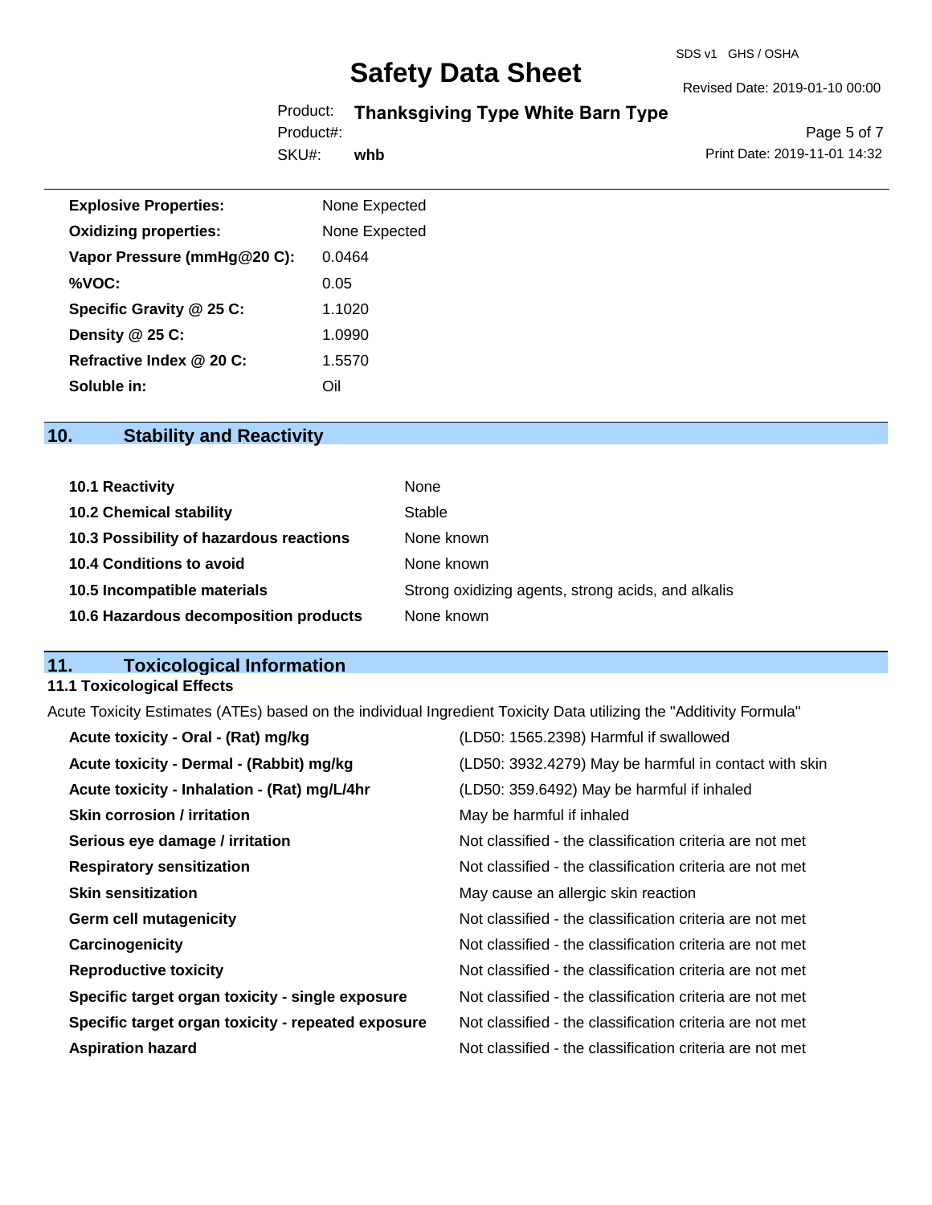| | |
|---|---|
| **Explosive Properties:** | None Expected |
| **Oxidizing properties:** | None Expected |
| **Vapor Pressure (mmHg@20 C):** | 0.0464 |
| **%VOC:** | 0.05 |
| **Specific Gravity @ 25 C:** | 1.1020 |
| **Density @ 25 C:** | 1.0990 |
| **Refractive Index @ 20 C:** | 1.5570 |
| **Soluble in:** | Oil |

## 10. Stability and Reactivity

| | |
|---|---|
| **10.1 Reactivity** | None |
| **10.2 Chemical stability** | Stable |
| **10.3 Possibility of hazardous reactions** | None known |
| **10.4 Conditions to avoid** | None known |
| **10.5 Incompatible materials** | Strong oxidizing agents, strong acids, and alkalis |
| **10.6 Hazardous decomposition products** | None known |

## 11. Toxicological Information

### 11.1 Toxicological Effects

Acute Toxicity Estimates (ATEs) based on the individual Ingredient Toxicity Data utilizing the "Additivity Formula"

| | |
|---|---|
| **Acute toxicity - Oral - (Rat) mg/kg** | (LD50: 1565.2398) Harmful if swallowed |
| **Acute toxicity - Dermal - (Rabbit) mg/kg** | (LD50: 3932.4279) May be harmful in contact with skin |
| **Acute toxicity - Inhalation - (Rat) mg/L/4hr** | (LD50: 359.6492) May be harmful if inhaled |
| **Skin corrosion / irritation** | May be harmful if inhaled |
| **Serious eye damage / irritation** | Not classified - the classification criteria are not met |
| **Respiratory sensitization** | Not classified - the classification criteria are not met |
| **Skin sensitization** | May cause an allergic skin reaction |
| **Germ cell mutagenicity** | Not classified - the classification criteria are not met |
| **Carcinogenicity** | Not classified - the classification criteria are not met |
| **Reproductive toxicity** | Not classified - the classification criteria are not met |
| **Specific target organ toxicity - single exposure** | Not classified - the classification criteria are not met |
| **Specific target organ toxicity - repeated exposure** | Not classified - the classification criteria are not met |
| **Aspiration hazard** | Not classified - the classification criteria are not met |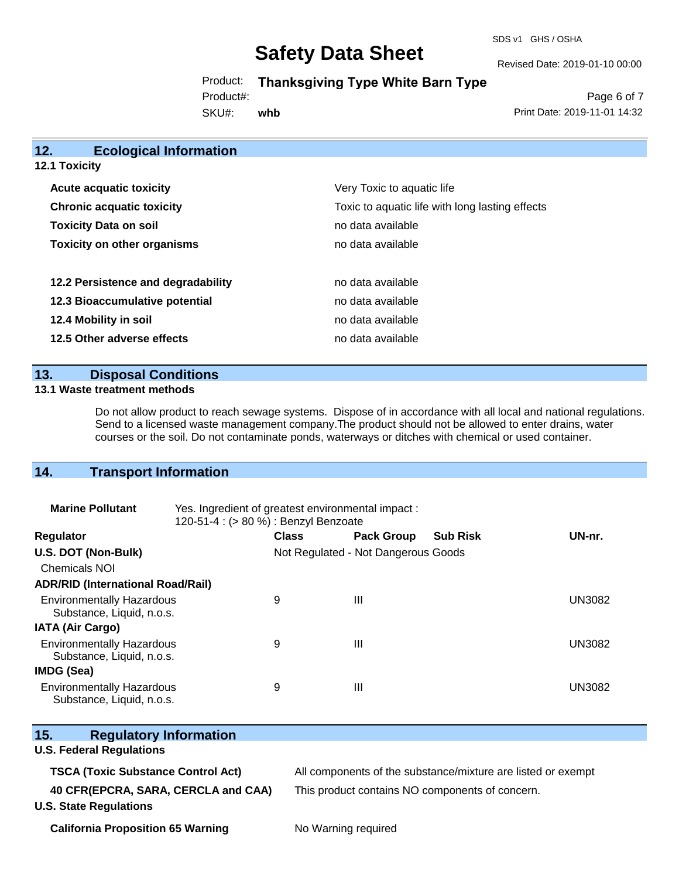## 12. Ecological Information

### 12.1 Toxicity

| | |
|---|---|
| **Acute acquatic toxicity** | Very Toxic to aquatic life |
| **Chronic acquatic toxicity** | Toxic to aquatic life with long lasting effects |
| **Toxicity Data on soil** | no data available |
| **Toxicity on other organisms** | no data available |

| | |
|---|---|
| **12.2 Persistence and degradability** | no data available |
| **12.3 Bioaccumulative potential** | no data available |
| **12.4 Mobility in soil** | no data available |
| **12.5 Other adverse effects** | no data available |

## 13. Disposal Conditions

### 13.1 Waste treatment methods

Do not allow product to reach sewage systems. Dispose of in accordance with all local and national regulations. Send to a licensed waste management company.The product should not be allowed to enter drains, water courses or the soil. Do not contaminate ponds, waterways or ditches with chemical or used container.

## 14. Transport Information

**Marine Pollutant** Yes. Ingredient of greatest environmental impact : 120-51-4 : (> 80 %) : Benzyl Benzoate

| Regulator | Class | Pack Group | Sub Risk | UN-nr. |
|---|---|---|---|---|
| **U.S. DOT (Non-Bulk)** | Not Regulated - Not Dangerous Goods | | | |
| Chemicals NOI | | | | |
| **ADR/RID (International Road/Rail)** | | | | |
| Environmentally Hazardous Substance, Liquid, n.o.s. | 9 | III | | UN3082 |
| **IATA (Air Cargo)** | | | | |
| Environmentally Hazardous Substance, Liquid, n.o.s. | 9 | III | | UN3082 |
| **IMDG (Sea)** | | | | |
| Environmentally Hazardous Substance, Liquid, n.o.s. | 9 | III | | UN3082 |

## 15. Regulatory Information

### U.S. Federal Regulations

| | |
|---|---|
| **TSCA (Toxic Substance Control Act)** | All components of the substance/mixture are listed or exempt |
| **40 CFR(EPCRA, SARA, CERCLA and CAA)** | This product contains NO components of concern. |

### U.S. State Regulations

| | |
|---|---|
| **California Proposition 65 Warning** | No Warning required |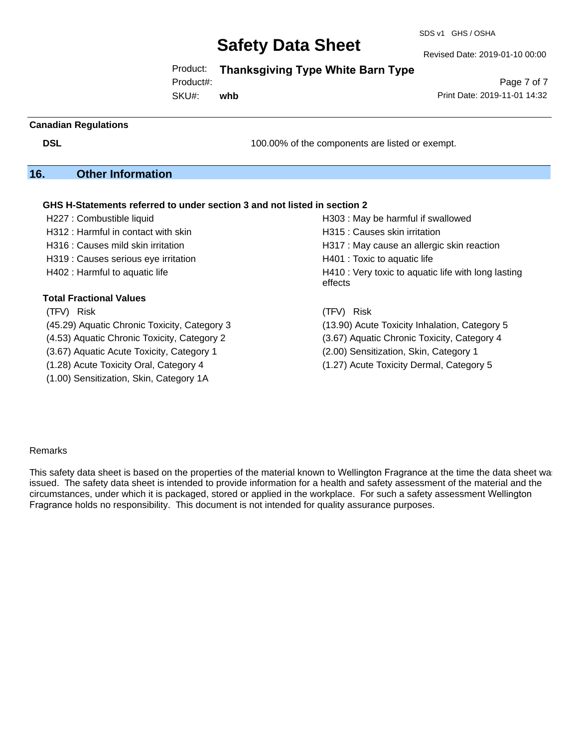### Canadian Regulations

**DSL** 100.00% of the components are listed or exempt.

## 16. Other Information

**GHS H-Statements referred to under section 3 and not listed in section 2**

H227 : Combustible liquid

H303 : May be harmful if swallowed

H312 : Harmful in contact with skin

H315 : Causes skin irritation

H316 : Causes mild skin irritation

H317 : May cause an allergic skin reaction

H319 : Causes serious eye irritation

H401 : Toxic to aquatic life

H402 : Harmful to aquatic life

H410 : Very toxic to aquatic life with long lasting effects

**Total Fractional Values**

| (TFV) Risk | (TFV) Risk |
|---|---|
| (45.29) Aquatic Chronic Toxicity, Category 3 | (13.90) Acute Toxicity Inhalation, Category 5 |
| (4.53) Aquatic Chronic Toxicity, Category 2 | (3.67) Aquatic Chronic Toxicity, Category 4 |
| (3.67) Aquatic Acute Toxicity, Category 1 | (2.00) Sensitization, Skin, Category 1 |
| (1.28) Acute Toxicity Oral, Category 4 | (1.27) Acute Toxicity Dermal, Category 5 |
| (1.00) Sensitization, Skin, Category 1A | |

Remarks

This safety data sheet is based on the properties of the material known to Wellington Fragrance at the time the data sheet was issued. The safety data sheet is intended to provide information for a health and safety assessment of the material and the circumstances, under which it is packaged, stored or applied in the workplace. For such a safety assessment Wellington Fragrance holds no responsibility. This document is not intended for quality assurance purposes.